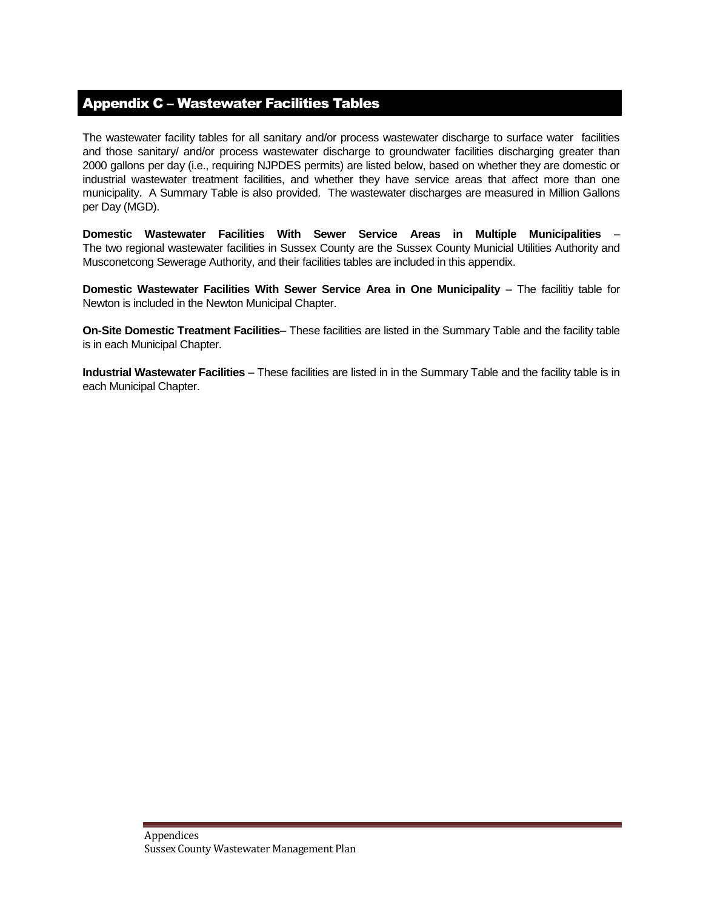# Appendix C – Wastewater Facilities Tables

The wastewater facility tables for all sanitary and/or process wastewater discharge to surface water facilities and those sanitary/ and/or process wastewater discharge to groundwater facilities discharging greater than 2000 gallons per day (i.e., requiring NJPDES permits) are listed below, based on whether they are domestic or industrial wastewater treatment facilities, and whether they have service areas that affect more than one municipality. A Summary Table is also provided. The wastewater discharges are measured in Million Gallons per Day (MGD).

**Domestic Wastewater Facilities With Sewer Service Areas in Multiple Municipalities** – The two regional wastewater facilities in Sussex County are the Sussex County Municicial Utilities Authority and Musconetcong Sewerage Authority, and their facilities tables are included in this appendix.

**Domestic Wastewater Facilities With Sewer Service Area in One Municipality** – The facilitiy table for Newton is included in the Newton Municipal Chapter.

**On-Site Domestic Treatment Facilities**– These facilities are listed in the Summary Table and the facility table is in each Municipal Chapter.

**Industrial Wastewater Facilities** – These facilities are listed in in the Summary Table and the facility table is in each Municipal Chapter.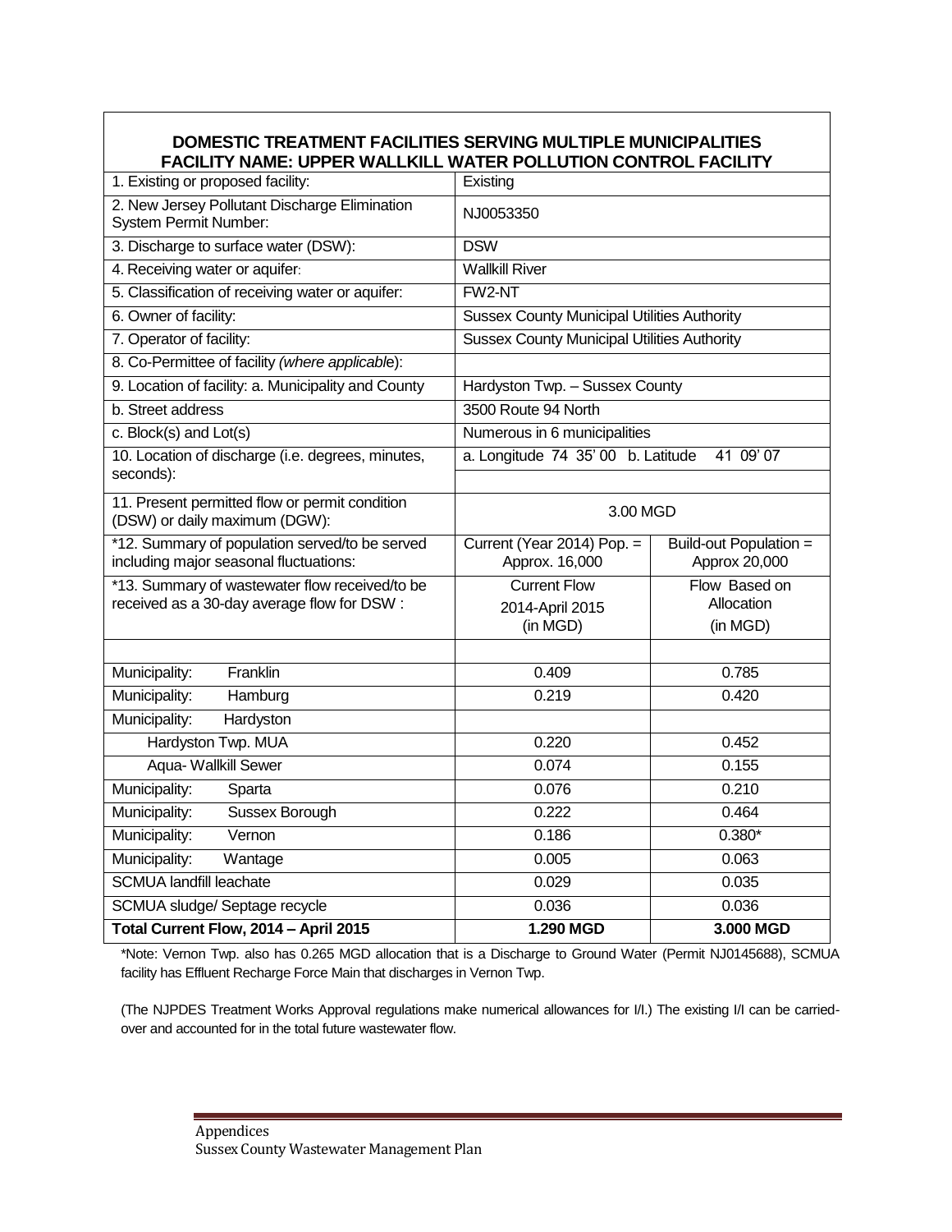| DOMESTIC TREATMENT FACILITIES SERVING MULTIPLE MUNICIPALITIES<br>FACILITY NAME: UPPER WALLKILL WATER POLLUTION CONTROL FACILITY | | |
|---|---|---|
| 1. Existing or proposed facility: | Existing | |
| 2. New Jersey Pollutant Discharge Elimination System Permit Number: | NJ0053350 | |
| 3. Discharge to surface water (DSW): | DSW | |
| 4. Receiving water or aquifer: | Wallkill River | |
| 5. Classification of receiving water or aquifer: | FW2-NT | |
| 6. Owner of facility: | Sussex County Municipal Utilities Authority | |
| 7. Operator of facility: | Sussex County Municipal Utilities Authority | |
| 8. Co-Permittee of facility *(where applicable)*: | | |
| 9. Location of facility: a. Municipality and County | Hardyston Twp. – Sussex County | |
| b. Street address | 3500 Route 94 North | |
| c. Block(s) and Lot(s) | Numerous in 6 municipalities | |
| 10. Location of discharge (i.e. degrees, minutes, seconds): | a. Longitude 74 35' 00 b. Latitude 41 09' 07 | |
| 11. Present permitted flow or permit condition (DSW) or daily maximum (DGW): | 3.00 MGD | |
| *12. Summary of population served/to be served including major seasonal fluctuations: | Current (Year 2014) Pop. = Approx. 16,000 | Build-out Population = Approx 20,000 |
| *13. Summary of wastewater flow received/to be received as a 30-day average flow for DSW : | Current Flow 2014-April 2015 (in MGD) | Flow Based on Allocation (in MGD) |
| | | |
| Municipality: Franklin | 0.409 | 0.785 |
| Municipality: Hamburg | 0.219 | 0.420 |
| Municipality: Hardyston | | |
| Hardyston Twp. MUA | 0.220 | 0.452 |
| Aqua- Wallkill Sewer | 0.074 | 0.155 |
| Municipality: Sparta | 0.076 | 0.210 |
| Municipality: Sussex Borough | 0.222 | 0.464 |
| Municipality: Vernon | 0.186 | 0.380* |
| Municipality: Wantage | 0.005 | 0.063 |
| SCMUA landfill leachate | 0.029 | 0.035 |
| SCMUA sludge/ Septage recycle | 0.036 | 0.036 |
| **Total Current Flow, 2014 – April 2015** | **1.290 MGD** | **3.000 MGD** |

*Note: Vernon Twp. also has 0.265 MGD allocation that is a Discharge to Ground Water (Permit NJ0145688), SCMUA facility has Effluent Recharge Force Main that discharges in Vernon Twp.

(The NJPDES Treatment Works Approval regulations make numerical allowances for I/I.) The existing I/I can be carried-over and accounted for in the total future wastewater flow.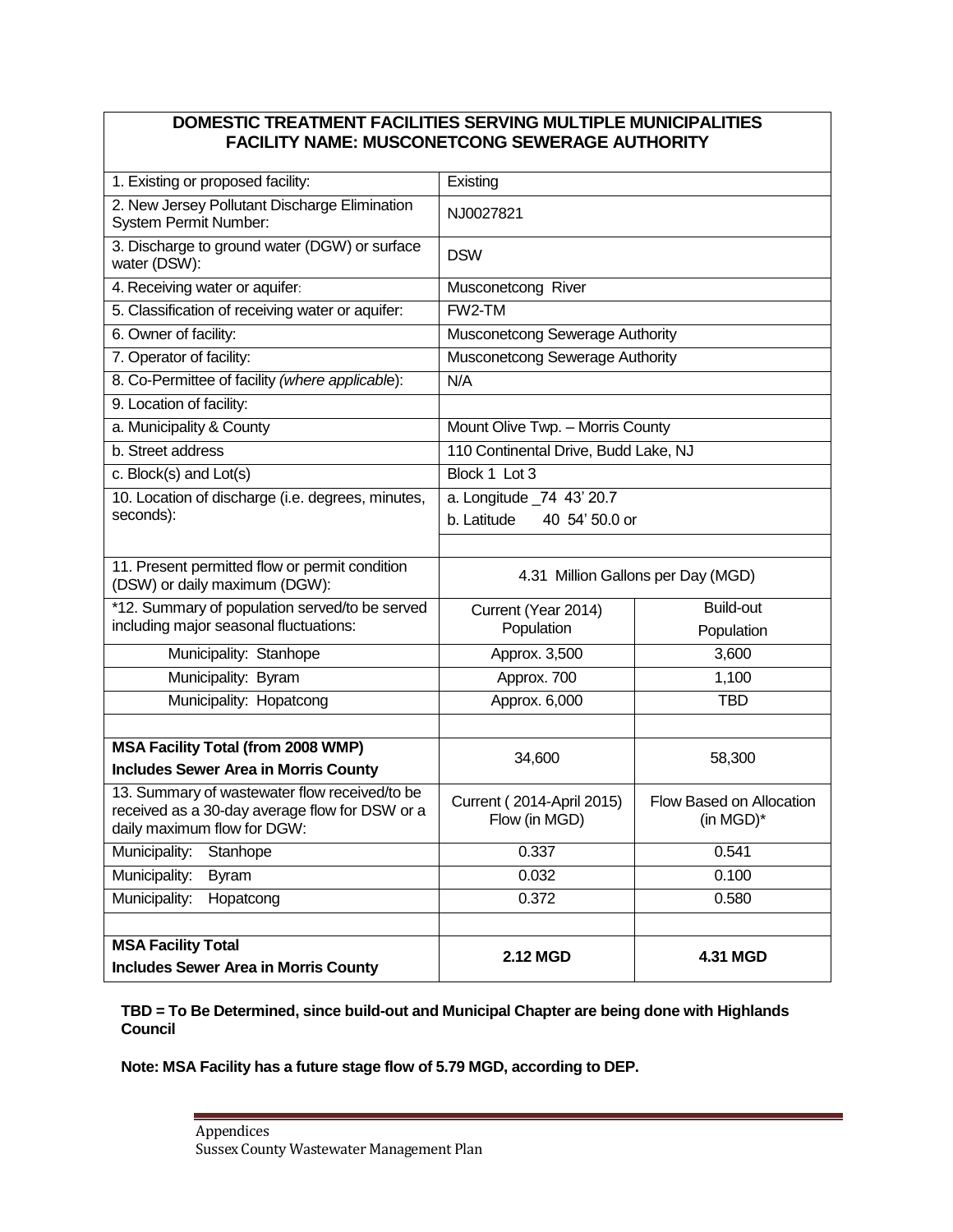| DOMESTIC TREATMENT FACILITIES SERVING MULTIPLE MUNICIPALITIES<br>FACILITY NAME: MUSCONETCONG SEWERAGE AUTHORITY | | |
|---|---|---|
| 1. Existing or proposed facility: | Existing | |
| 2. New Jersey Pollutant Discharge Elimination System Permit Number: | NJ0027821 | |
| 3. Discharge to ground water (DGW) or surface water (DSW): | DSW | |
| 4. Receiving water or aquifer: | Musconetcong River | |
| 5. Classification of receiving water or aquifer: | FW2-TM | |
| 6. Owner of facility: | Musconetcong Sewerage Authority | |
| 7. Operator of facility: | Musconetcong Sewerage Authority | |
| 8. Co-Permittee of facility *(where applicable)*: | N/A | |
| 9. Location of facility: | | |
| a. Municipality & County | Mount Olive Twp. – Morris County | |
| b. Street address | 110 Continental Drive, Budd Lake, NJ | |
| c. Block(s) and Lot(s) | Block 1 Lot 3 | |
| 10. Location of discharge (i.e. degrees, minutes, seconds): | a. Longitude _74 43' 20.7<br>b. Latitude 40 54' 50.0 or | |
| 11. Present permitted flow or permit condition (DSW) or daily maximum (DGW): | 4.31 Million Gallons per Day (MGD) | |
| *12. Summary of population served/to be served including major seasonal fluctuations: | Current (Year 2014) Population | Build-out Population |
| Municipality: Stanhope | Approx. 3,500 | 3,600 |
| Municipality: Byram | Approx. 700 | 1,100 |
| Municipality: Hopatcong | Approx. 6,000 | TBD |
| | | |
| **MSA Facility Total (from 2008 WMP)**<br>**Includes Sewer Area in Morris County** | 34,600 | 58,300 |
| 13. Summary of wastewater flow received/to be received as a 30-day average flow for DSW or a daily maximum flow for DGW: | Current ( 2014-April 2015) Flow (in MGD) | Flow Based on Allocation (in MGD)* |
| Municipality: Stanhope | 0.337 | 0.541 |
| Municipality: Byram | 0.032 | 0.100 |
| Municipality: Hopatcong | 0.372 | 0.580 |
| | | |
| **MSA Facility Total**<br>**Includes Sewer Area in Morris County** | **2.12 MGD** | **4.31 MGD** |

**TBD = To Be Determined, since build-out and Municipal Chapter are being done with Highlands Council**

**Note: MSA Facility has a future stage flow of 5.79 MGD, according to DEP.**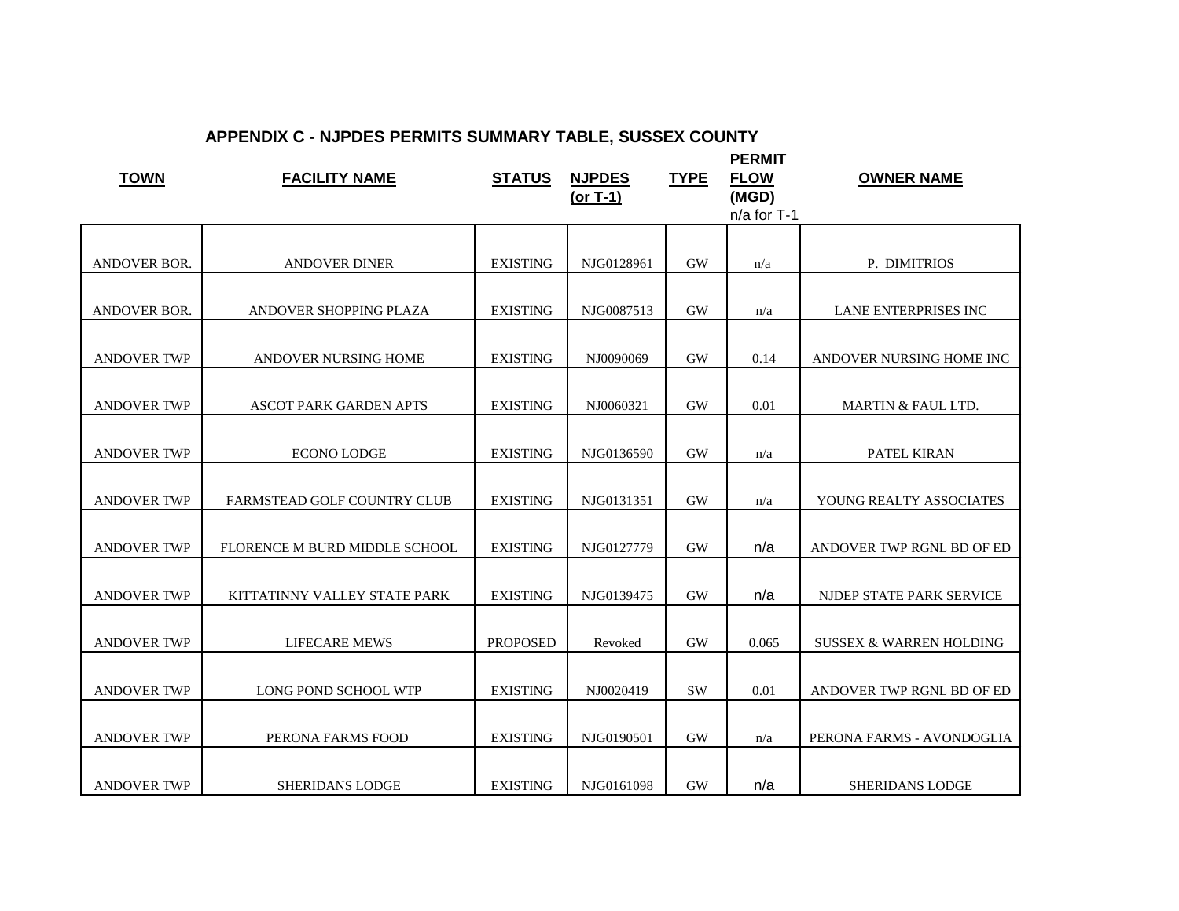## APPENDIX C - NJPDES PERMITS SUMMARY TABLE, SUSSEX COUNTY

| TOWN | FACILITY NAME | STATUS | NJPDES (or T-1) | TYPE | PERMIT FLOW (MGD) n/a for T-1 | OWNER NAME |
|---|---|---|---|---|---|---|
| ANDOVER BOR. | ANDOVER DINER | EXISTING | NJG0128961 | GW | n/a | P. DIMITRIOS |
| ANDOVER BOR. | ANDOVER SHOPPING PLAZA | EXISTING | NJG0087513 | GW | n/a | LANE ENTERPRISES INC |
| ANDOVER TWP | ANDOVER NURSING HOME | EXISTING | NJ0090069 | GW | 0.14 | ANDOVER NURSING HOME INC |
| ANDOVER TWP | ASCOT PARK GARDEN APTS | EXISTING | NJ0060321 | GW | 0.01 | MARTIN & FAUL LTD. |
| ANDOVER TWP | ECONO LODGE | EXISTING | NJG0136590 | GW | n/a | PATEL KIRAN |
| ANDOVER TWP | FARMSTEAD GOLF COUNTRY CLUB | EXISTING | NJG0131351 | GW | n/a | YOUNG REALTY ASSOCIATES |
| ANDOVER TWP | FLORENCE M BURD MIDDLE SCHOOL | EXISTING | NJG0127779 | GW | n/a | ANDOVER TWP RGNL BD OF ED |
| ANDOVER TWP | KITTATINNY VALLEY STATE PARK | EXISTING | NJG0139475 | GW | n/a | NJDEP STATE PARK SERVICE |
| ANDOVER TWP | LIFECARE MEWS | PROPOSED | Revoked | GW | 0.065 | SUSSEX & WARREN HOLDING |
| ANDOVER TWP | LONG POND SCHOOL WTP | EXISTING | NJ0020419 | SW | 0.01 | ANDOVER TWP RGNL BD OF ED |
| ANDOVER TWP | PERONA FARMS FOOD | EXISTING | NJG0190501 | GW | n/a | PERONA FARMS - AVONDOGLIA |
| ANDOVER TWP | SHERIDANS LODGE | EXISTING | NJG0161098 | GW | n/a | SHERIDANS LODGE |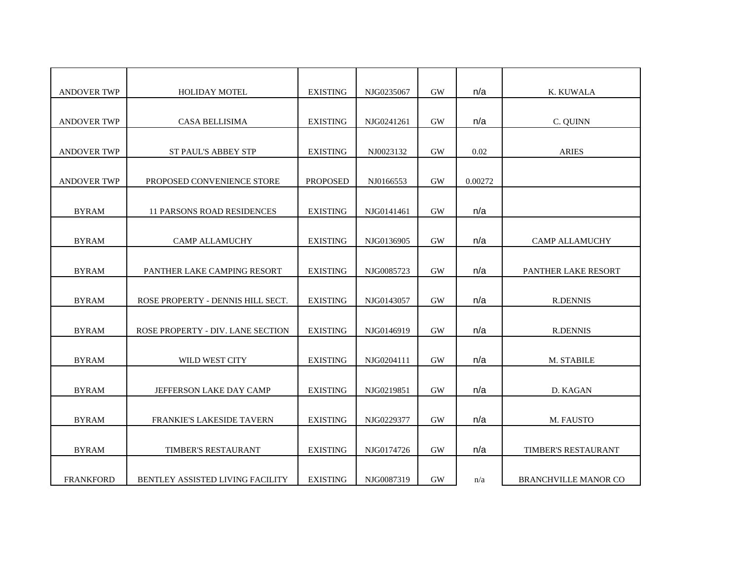| | | | | | | |
|---|---|---|---|---|---|---|
| ANDOVER TWP | HOLIDAY MOTEL | EXISTING | NJG0235067 | GW | n/a | K. KUWALA |
| ANDOVER TWP | CASA BELLISIMA | EXISTING | NJG0241261 | GW | n/a | C. QUINN |
| ANDOVER TWP | ST PAUL'S ABBEY STP | EXISTING | NJ0023132 | GW | 0.02 | ARIES |
| ANDOVER TWP | PROPOSED CONVENIENCE STORE | PROPOSED | NJ0166553 | GW | 0.00272 | |
| BYRAM | 11 PARSONS ROAD RESIDENCES | EXISTING | NJG0141461 | GW | n/a | |
| BYRAM | CAMP ALLAMUCHY | EXISTING | NJG0136905 | GW | n/a | CAMP ALLAMUCHY |
| BYRAM | PANTHER LAKE CAMPING RESORT | EXISTING | NJG0085723 | GW | n/a | PANTHER LAKE RESORT |
| BYRAM | ROSE PROPERTY - DENNIS HILL SECT. | EXISTING | NJG0143057 | GW | n/a | R.DENNIS |
| BYRAM | ROSE PROPERTY - DIV. LANE SECTION | EXISTING | NJG0146919 | GW | n/a | R.DENNIS |
| BYRAM | WILD WEST CITY | EXISTING | NJG0204111 | GW | n/a | M. STABILE |
| BYRAM | JEFFERSON LAKE DAY CAMP | EXISTING | NJG0219851 | GW | n/a | D. KAGAN |
| BYRAM | FRANKIE'S LAKESIDE TAVERN | EXISTING | NJG0229377 | GW | n/a | M. FAUSTO |
| BYRAM | TIMBER'S RESTAURANT | EXISTING | NJG0174726 | GW | n/a | TIMBER'S RESTAURANT |
| FRANKFORD | BENTLEY ASSISTED LIVING FACILITY | EXISTING | NJG0087319 | GW | n/a | BRANCHVILLE MANOR CO |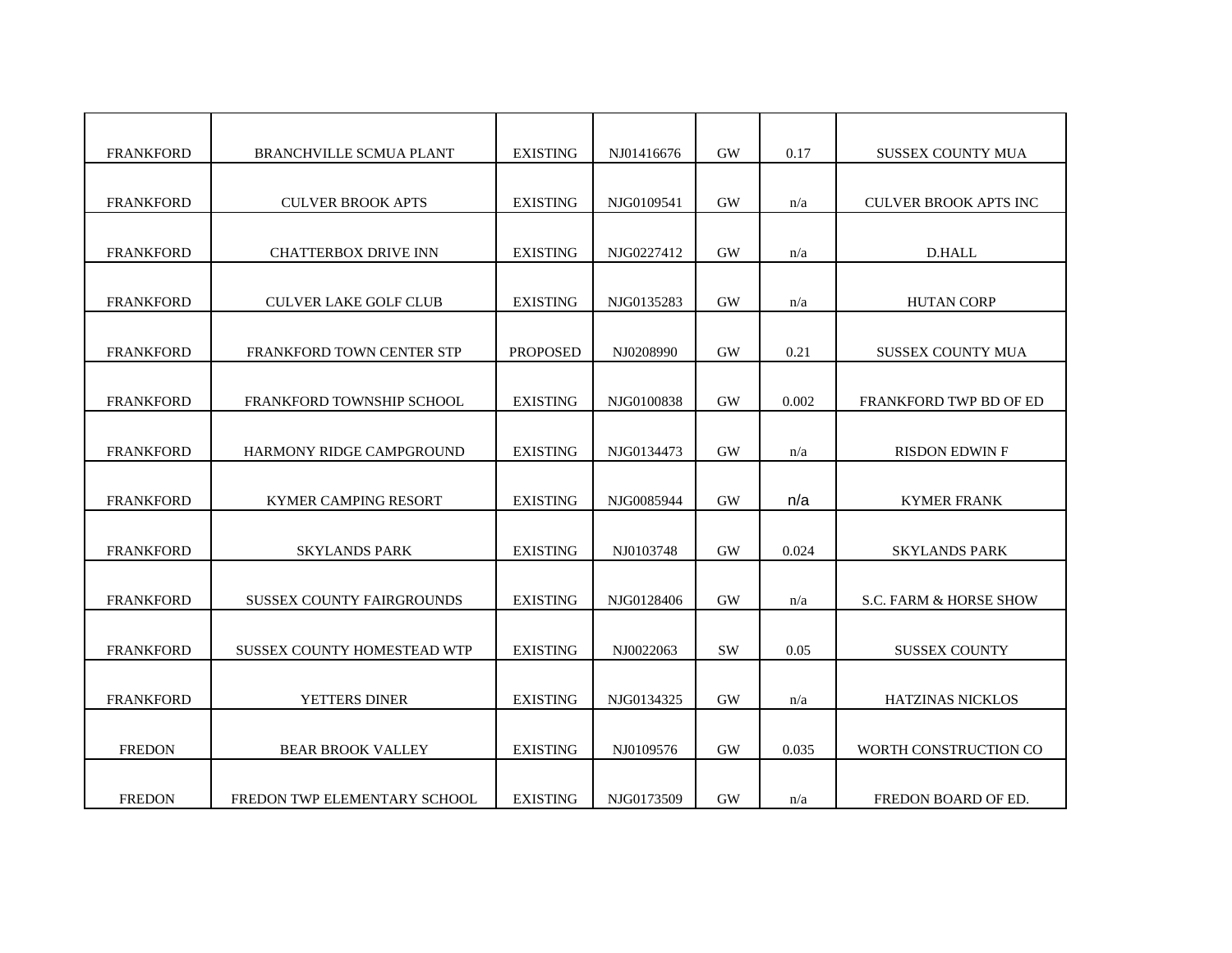| | | | | | | |
|---|---|---|---|---|---|---|
| FRANKFORD | BRANCHVILLE SCMUA PLANT | EXISTING | NJ01416676 | GW | 0.17 | SUSSEX COUNTY MUA |
| FRANKFORD | CULVER BROOK APTS | EXISTING | NJG0109541 | GW | n/a | CULVER BROOK APTS INC |
| FRANKFORD | CHATTERBOX DRIVE INN | EXISTING | NJG0227412 | GW | n/a | D.HALL |
| FRANKFORD | CULVER LAKE GOLF CLUB | EXISTING | NJG0135283 | GW | n/a | HUTAN CORP |
| FRANKFORD | FRANKFORD TOWN CENTER STP | PROPOSED | NJ0208990 | GW | 0.21 | SUSSEX COUNTY MUA |
| FRANKFORD | FRANKFORD TOWNSHIP SCHOOL | EXISTING | NJG0100838 | GW | 0.002 | FRANKFORD TWP BD OF ED |
| FRANKFORD | HARMONY RIDGE CAMPGROUND | EXISTING | NJG0134473 | GW | n/a | RISDON EDWIN F |
| FRANKFORD | KYMER CAMPING RESORT | EXISTING | NJG0085944 | GW | n/a | KYMER FRANK |
| FRANKFORD | SKYLANDS PARK | EXISTING | NJ0103748 | GW | 0.024 | SKYLANDS PARK |
| FRANKFORD | SUSSEX COUNTY FAIRGROUNDS | EXISTING | NJG0128406 | GW | n/a | S.C. FARM & HORSE SHOW |
| FRANKFORD | SUSSEX COUNTY HOMESTEAD WTP | EXISTING | NJ0022063 | SW | 0.05 | SUSSEX COUNTY |
| FRANKFORD | YETTERS DINER | EXISTING | NJG0134325 | GW | n/a | HATZINAS NICKLOS |
| FREDON | BEAR BROOK VALLEY | EXISTING | NJ0109576 | GW | 0.035 | WORTH CONSTRUCTION CO |
| FREDON | FREDON TWP ELEMENTARY SCHOOL | EXISTING | NJG0173509 | GW | n/a | FREDON BOARD OF ED. |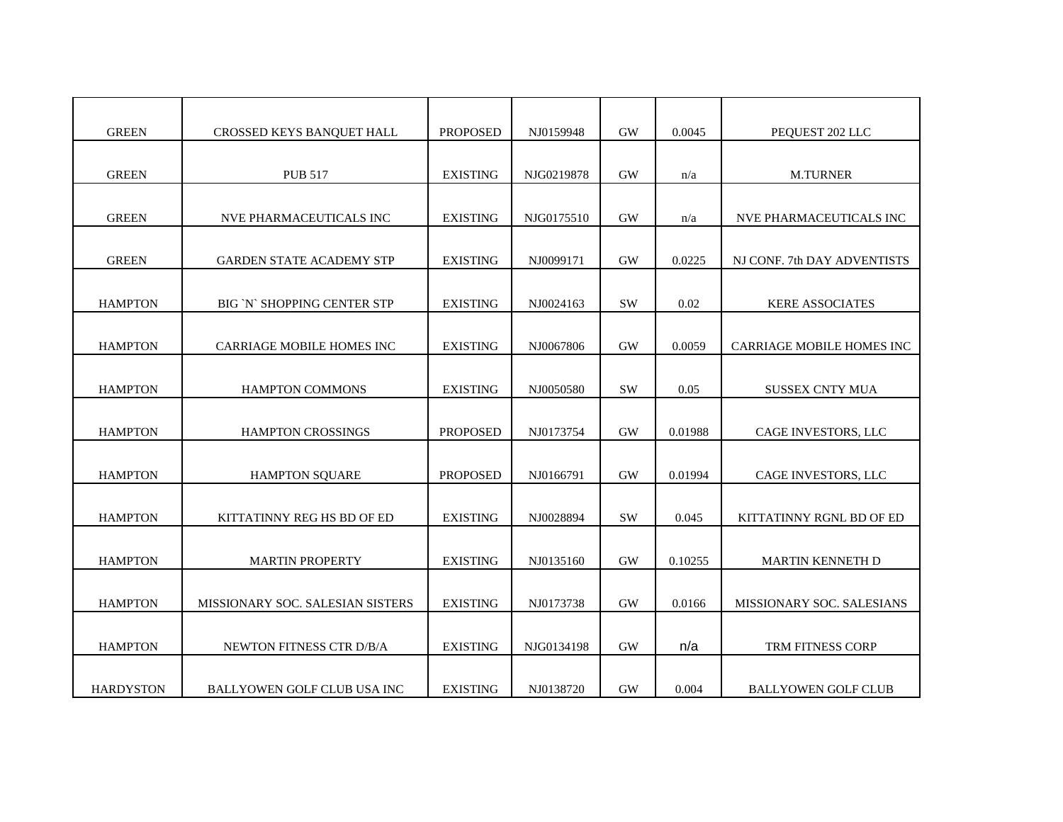| | | | | | | |
|---|---|---|---|---|---|---|
| GREEN | CROSSED KEYS BANQUET HALL | PROPOSED | NJ0159948 | GW | 0.0045 | PEQUEST 202 LLC |
| GREEN | PUB 517 | EXISTING | NJG0219878 | GW | n/a | M.TURNER |
| GREEN | NVE PHARMACEUTICALS INC | EXISTING | NJG0175510 | GW | n/a | NVE PHARMACEUTICALS INC |
| GREEN | GARDEN STATE ACADEMY STP | EXISTING | NJ0099171 | GW | 0.0225 | NJ CONF. 7th DAY ADVENTISTS |
| HAMPTON | BIG `N` SHOPPING CENTER STP | EXISTING | NJ0024163 | SW | 0.02 | KERE ASSOCIATES |
| HAMPTON | CARRIAGE MOBILE HOMES INC | EXISTING | NJ0067806 | GW | 0.0059 | CARRIAGE MOBILE HOMES INC |
| HAMPTON | HAMPTON COMMONS | EXISTING | NJ0050580 | SW | 0.05 | SUSSEX CNTY MUA |
| HAMPTON | HAMPTON CROSSINGS | PROPOSED | NJ0173754 | GW | 0.01988 | CAGE INVESTORS, LLC |
| HAMPTON | HAMPTON SQUARE | PROPOSED | NJ0166791 | GW | 0.01994 | CAGE INVESTORS, LLC |
| HAMPTON | KITTATINNY REG HS BD OF ED | EXISTING | NJ0028894 | SW | 0.045 | KITTATINNY RGNL BD OF ED |
| HAMPTON | MARTIN PROPERTY | EXISTING | NJ0135160 | GW | 0.10255 | MARTIN KENNETH D |
| HAMPTON | MISSIONARY SOC. SALESIAN SISTERS | EXISTING | NJ0173738 | GW | 0.0166 | MISSIONARY SOC. SALESIANS |
| HAMPTON | NEWTON FITNESS CTR D/B/A | EXISTING | NJG0134198 | GW | n/a | TRM FITNESS CORP |
| HARDYSTON | BALLYOWEN GOLF CLUB USA INC | EXISTING | NJ0138720 | GW | 0.004 | BALLYOWEN GOLF CLUB |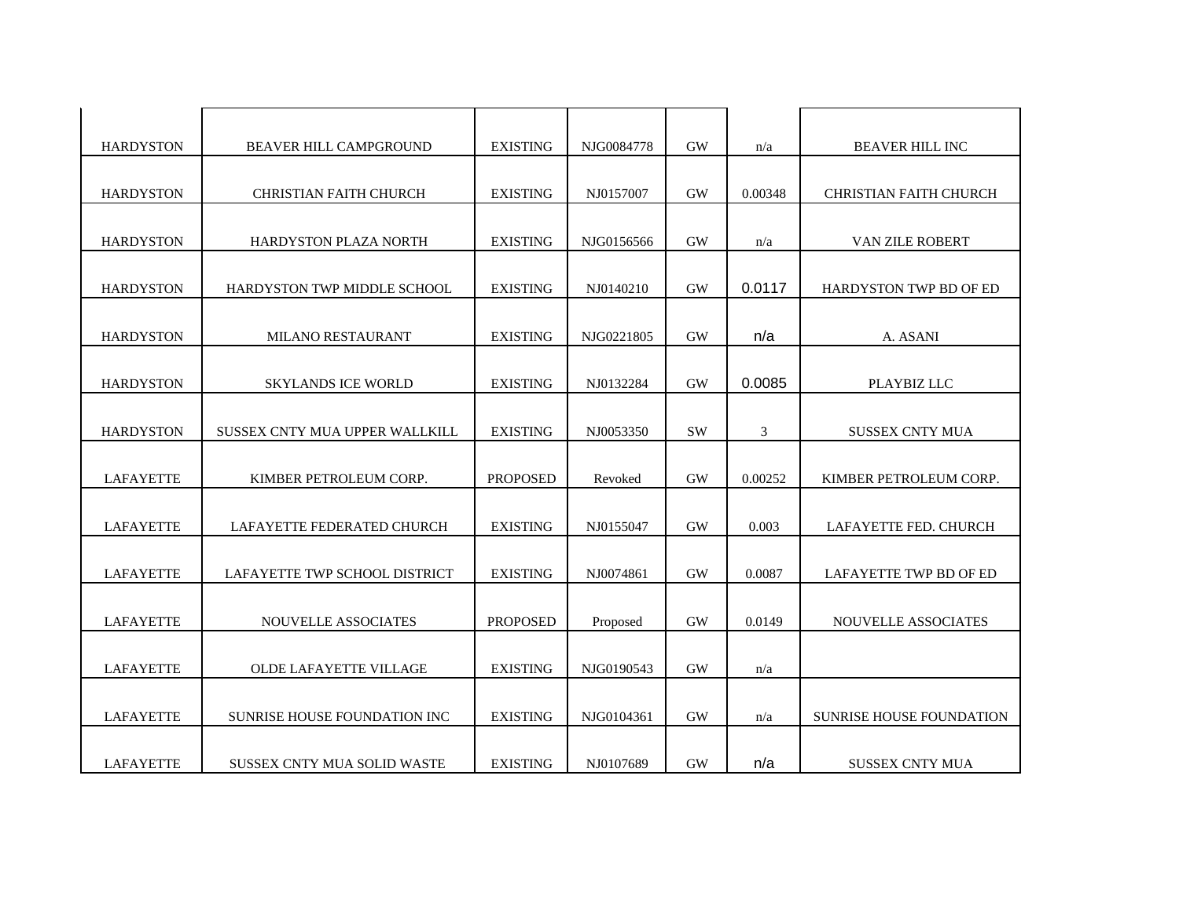| | | | | | | |
|---|---|---|---|---|---|---|
| HARDYSTON | BEAVER HILL CAMPGROUND | EXISTING | NJG0084778 | GW | n/a | BEAVER HILL INC |
| HARDYSTON | CHRISTIAN FAITH CHURCH | EXISTING | NJ0157007 | GW | 0.00348 | CHRISTIAN FAITH CHURCH |
| HARDYSTON | HARDYSTON PLAZA NORTH | EXISTING | NJG0156566 | GW | n/a | VAN ZILE ROBERT |
| HARDYSTON | HARDYSTON TWP MIDDLE SCHOOL | EXISTING | NJ0140210 | GW | 0.0117 | HARDYSTON TWP BD OF ED |
| HARDYSTON | MILANO RESTAURANT | EXISTING | NJG0221805 | GW | n/a | A. ASANI |
| HARDYSTON | SKYLANDS ICE WORLD | EXISTING | NJ0132284 | GW | 0.0085 | PLAYBIZ LLC |
| HARDYSTON | SUSSEX CNTY MUA UPPER WALLKILL | EXISTING | NJ0053350 | SW | 3 | SUSSEX CNTY MUA |
| LAFAYETTE | KIMBER PETROLEUM CORP. | PROPOSED | Revoked | GW | 0.00252 | KIMBER PETROLEUM CORP. |
| LAFAYETTE | LAFAYETTE FEDERATED CHURCH | EXISTING | NJ0155047 | GW | 0.003 | LAFAYETTE FED. CHURCH |
| LAFAYETTE | LAFAYETTE TWP SCHOOL DISTRICT | EXISTING | NJ0074861 | GW | 0.0087 | LAFAYETTE TWP BD OF ED |
| LAFAYETTE | NOUVELLE ASSOCIATES | PROPOSED | Proposed | GW | 0.0149 | NOUVELLE ASSOCIATES |
| LAFAYETTE | OLDE LAFAYETTE VILLAGE | EXISTING | NJG0190543 | GW | n/a | |
| LAFAYETTE | SUNRISE HOUSE FOUNDATION INC | EXISTING | NJG0104361 | GW | n/a | SUNRISE HOUSE FOUNDATION |
| LAFAYETTE | SUSSEX CNTY MUA SOLID WASTE | EXISTING | NJ0107689 | GW | n/a | SUSSEX CNTY MUA |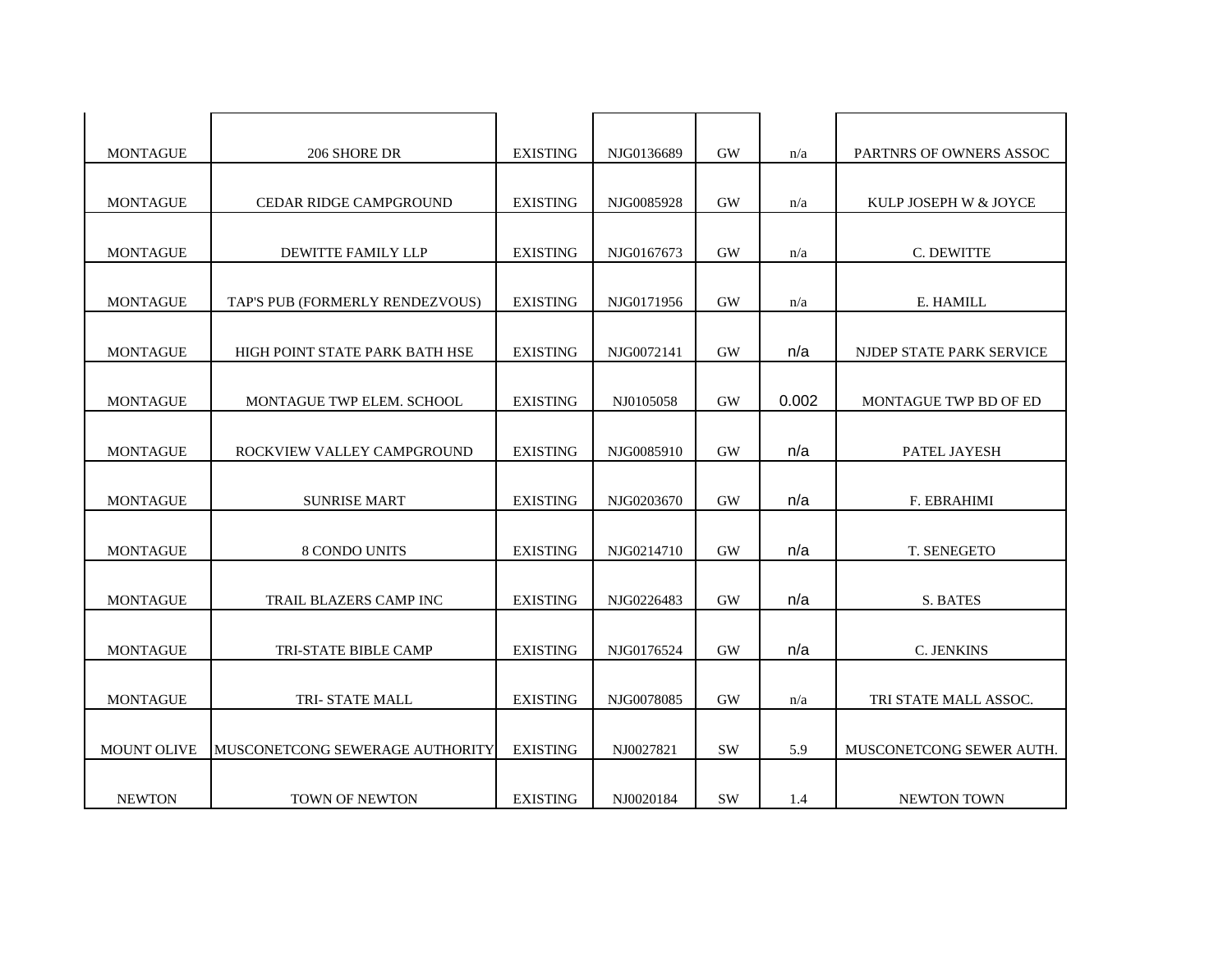| | | | | | | |
|---|---|---|---|---|---|---|
| MONTAGUE | 206 SHORE DR | EXISTING | NJG0136689 | GW | n/a | PARTNRS OF OWNERS ASSOC |
| MONTAGUE | CEDAR RIDGE CAMPGROUND | EXISTING | NJG0085928 | GW | n/a | KULP JOSEPH W & JOYCE |
| MONTAGUE | DEWITTE FAMILY LLP | EXISTING | NJG0167673 | GW | n/a | C. DEWITTE |
| MONTAGUE | TAP'S PUB (FORMERLY RENDEZVOUS) | EXISTING | NJG0171956 | GW | n/a | E. HAMILL |
| MONTAGUE | HIGH POINT STATE PARK BATH HSE | EXISTING | NJG0072141 | GW | n/a | NJDEP STATE PARK SERVICE |
| MONTAGUE | MONTAGUE TWP ELEM. SCHOOL | EXISTING | NJ0105058 | GW | 0.002 | MONTAGUE TWP BD OF ED |
| MONTAGUE | ROCKVIEW VALLEY CAMPGROUND | EXISTING | NJG0085910 | GW | n/a | PATEL JAYESH |
| MONTAGUE | SUNRISE MART | EXISTING | NJG0203670 | GW | n/a | F. EBRAHIMI |
| MONTAGUE | 8 CONDO UNITS | EXISTING | NJG0214710 | GW | n/a | T. SENEGETO |
| MONTAGUE | TRAIL BLAZERS CAMP INC | EXISTING | NJG0226483 | GW | n/a | S. BATES |
| MONTAGUE | TRI-STATE BIBLE CAMP | EXISTING | NJG0176524 | GW | n/a | C. JENKINS |
| MONTAGUE | TRI- STATE MALL | EXISTING | NJG0078085 | GW | n/a | TRI STATE MALL ASSOC. |
| MOUNT OLIVE | MUSCONETCONG SEWERAGE AUTHORITY | EXISTING | NJ0027821 | SW | 5.9 | MUSCONETCONG SEWER AUTH. |
| NEWTON | TOWN OF NEWTON | EXISTING | NJ0020184 | SW | 1.4 | NEWTON TOWN |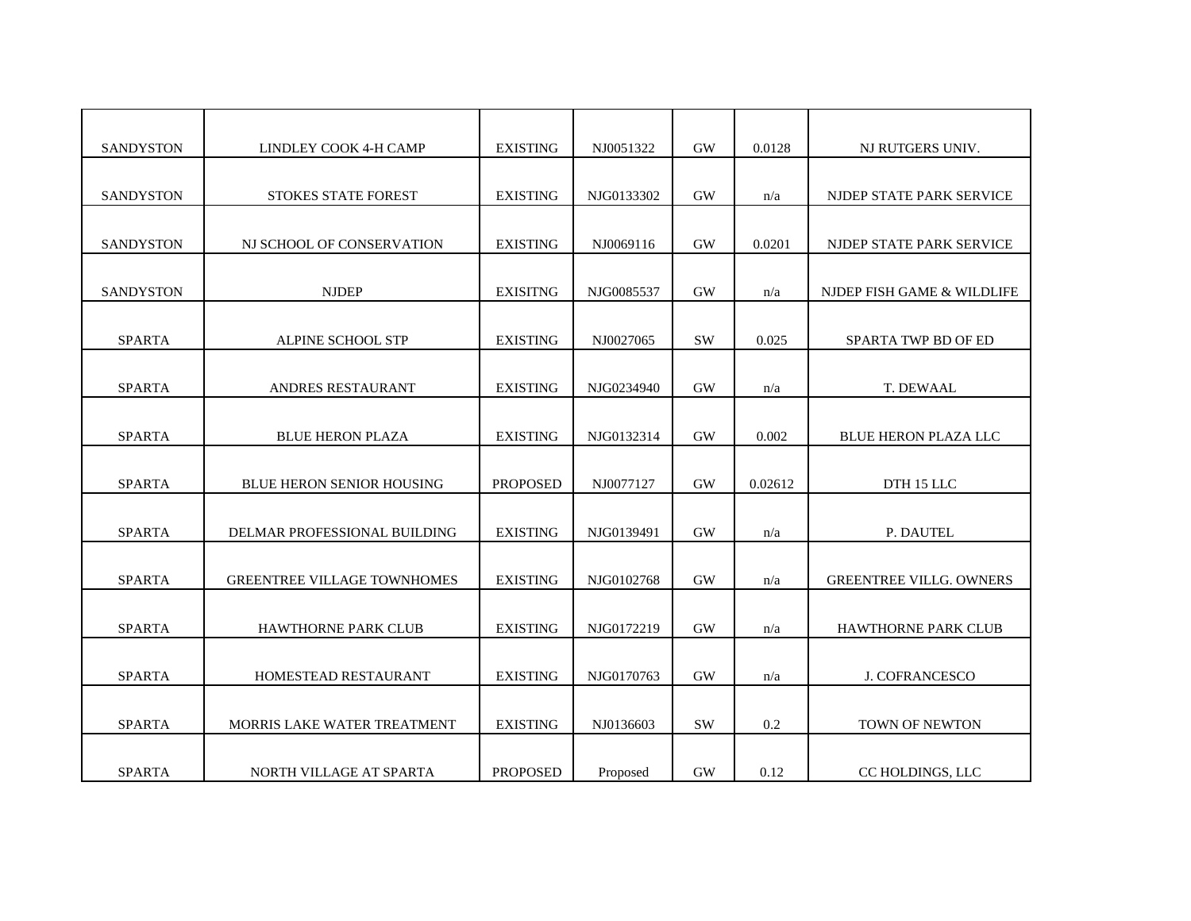| | | | | | | |
|---|---|---|---|---|---|---|
| SANDYSTON | LINDLEY COOK 4-H CAMP | EXISTING | NJ0051322 | GW | 0.0128 | NJ RUTGERS UNIV. |
| SANDYSTON | STOKES STATE FOREST | EXISTING | NJG0133302 | GW | n/a | NJDEP STATE PARK SERVICE |
| SANDYSTON | NJ SCHOOL OF CONSERVATION | EXISTING | NJ0069116 | GW | 0.0201 | NJDEP STATE PARK SERVICE |
| SANDYSTON | NJDEP | EXISITNG | NJG0085537 | GW | n/a | NJDEP FISH GAME & WILDLIFE |
| SPARTA | ALPINE SCHOOL STP | EXISTING | NJ0027065 | SW | 0.025 | SPARTA TWP BD OF ED |
| SPARTA | ANDRES RESTAURANT | EXISTING | NJG0234940 | GW | n/a | T. DEWAAL |
| SPARTA | BLUE HERON PLAZA | EXISTING | NJG0132314 | GW | 0.002 | BLUE HERON PLAZA LLC |
| SPARTA | BLUE HERON SENIOR HOUSING | PROPOSED | NJ0077127 | GW | 0.02612 | DTH 15 LLC |
| SPARTA | DELMAR PROFESSIONAL BUILDING | EXISTING | NJG0139491 | GW | n/a | P. DAUTEL |
| SPARTA | GREENTREE VILLAGE TOWNHOMES | EXISTING | NJG0102768 | GW | n/a | GREENTREE VILLG. OWNERS |
| SPARTA | HAWTHORNE PARK CLUB | EXISTING | NJG0172219 | GW | n/a | HAWTHORNE PARK CLUB |
| SPARTA | HOMESTEAD RESTAURANT | EXISTING | NJG0170763 | GW | n/a | J. COFRANCESCO |
| SPARTA | MORRIS LAKE WATER TREATMENT | EXISTING | NJ0136603 | SW | 0.2 | TOWN OF NEWTON |
| SPARTA | NORTH VILLAGE AT SPARTA | PROPOSED | Proposed | GW | 0.12 | CC HOLDINGS, LLC |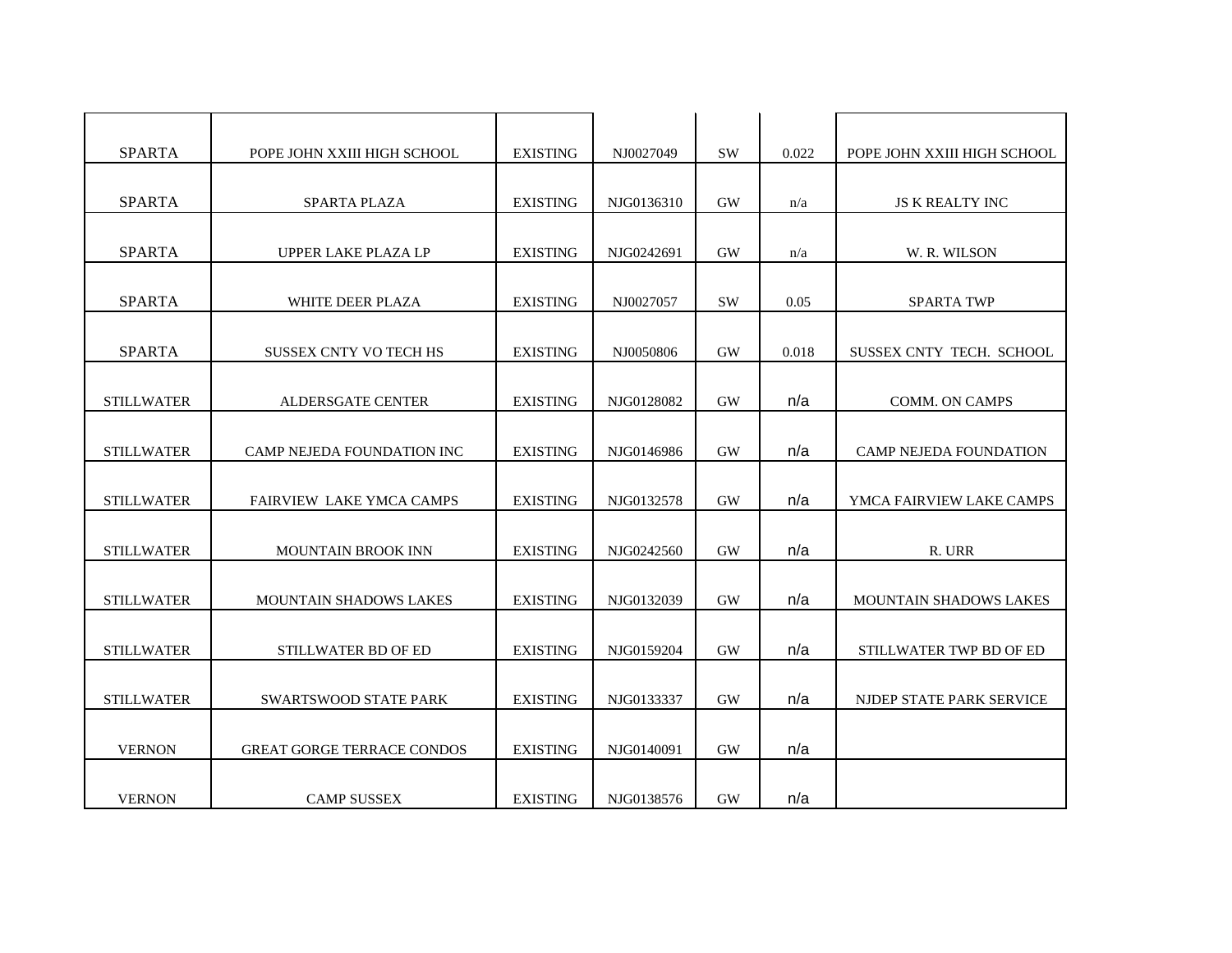| | | | | | | |
|---|---|---|---|---|---|---|
| SPARTA | POPE JOHN XXIII HIGH SCHOOL | EXISTING | NJ0027049 | SW | 0.022 | POPE JOHN XXIII HIGH SCHOOL |
| SPARTA | SPARTA PLAZA | EXISTING | NJG0136310 | GW | n/a | JS K REALTY INC |
| SPARTA | UPPER LAKE PLAZA LP | EXISTING | NJG0242691 | GW | n/a | W. R. WILSON |
| SPARTA | WHITE DEER PLAZA | EXISTING | NJ0027057 | SW | 0.05 | SPARTA TWP |
| SPARTA | SUSSEX CNTY VO TECH HS | EXISTING | NJ0050806 | GW | 0.018 | SUSSEX CNTY TECH. SCHOOL |
| STILLWATER | ALDERSGATE CENTER | EXISTING | NJG0128082 | GW | n/a | COMM. ON CAMPS |
| STILLWATER | CAMP NEJEDA FOUNDATION INC | EXISTING | NJG0146986 | GW | n/a | CAMP NEJEDA FOUNDATION |
| STILLWATER | FAIRVIEW LAKE YMCA CAMPS | EXISTING | NJG0132578 | GW | n/a | YMCA FAIRVIEW LAKE CAMPS |
| STILLWATER | MOUNTAIN BROOK INN | EXISTING | NJG0242560 | GW | n/a | R. URR |
| STILLWATER | MOUNTAIN SHADOWS LAKES | EXISTING | NJG0132039 | GW | n/a | MOUNTAIN SHADOWS LAKES |
| STILLWATER | STILLWATER BD OF ED | EXISTING | NJG0159204 | GW | n/a | STILLWATER TWP BD OF ED |
| STILLWATER | SWARTSWOOD STATE PARK | EXISTING | NJG0133337 | GW | n/a | NJDEP STATE PARK SERVICE |
| VERNON | GREAT GORGE TERRACE CONDOS | EXISTING | NJG0140091 | GW | n/a | |
| VERNON | CAMP SUSSEX | EXISTING | NJG0138576 | GW | n/a | |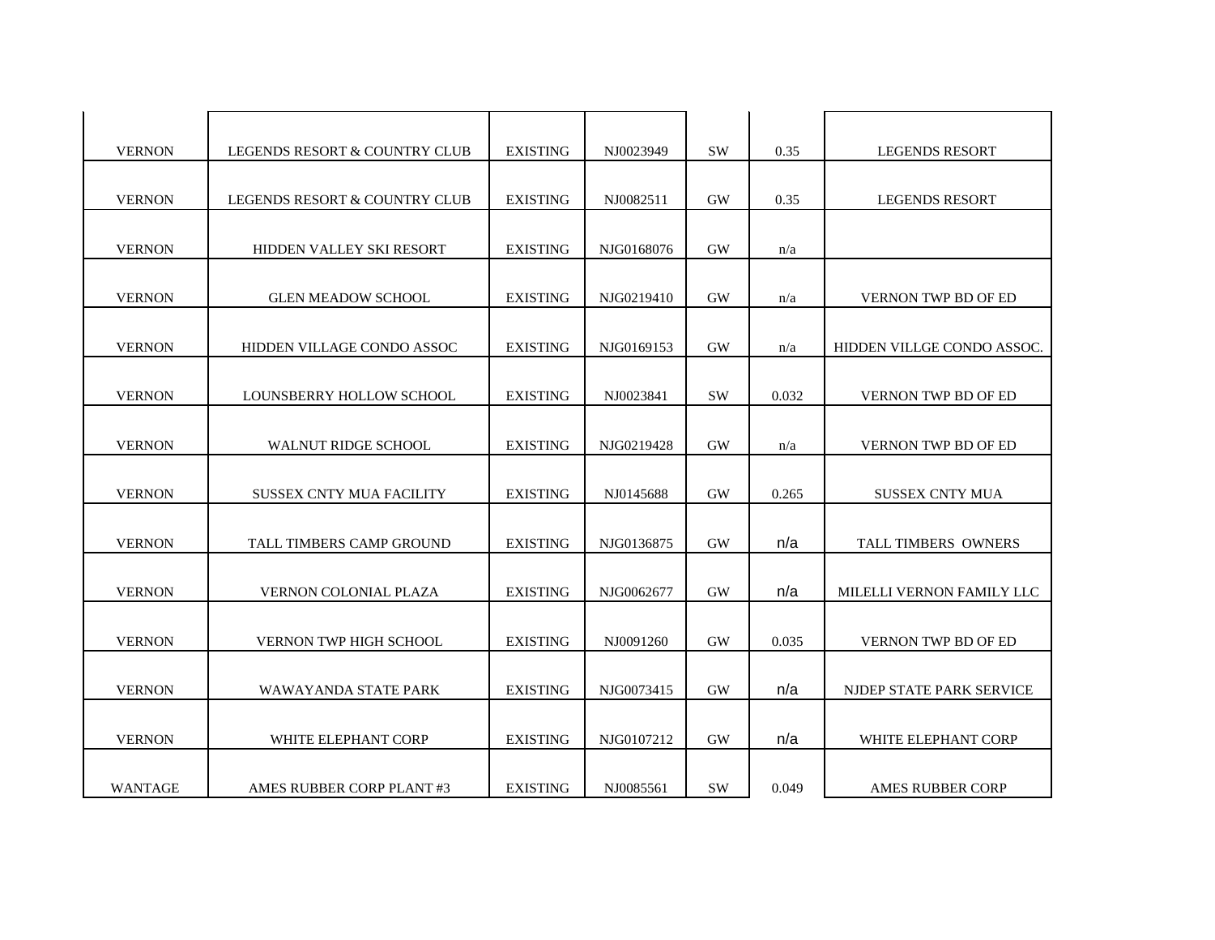| | | | | | | |
|---|---|---|---|---|---|---|
| VERNON | LEGENDS RESORT & COUNTRY CLUB | EXISTING | NJ0023949 | SW | 0.35 | LEGENDS RESORT |
| VERNON | LEGENDS RESORT & COUNTRY CLUB | EXISTING | NJ0082511 | GW | 0.35 | LEGENDS RESORT |
| VERNON | HIDDEN VALLEY SKI RESORT | EXISTING | NJG0168076 | GW | n/a | |
| VERNON | GLEN MEADOW SCHOOL | EXISTING | NJG0219410 | GW | n/a | VERNON TWP BD OF ED |
| VERNON | HIDDEN VILLAGE CONDO ASSOC | EXISTING | NJG0169153 | GW | n/a | HIDDEN VILLGE CONDO ASSOC. |
| VERNON | LOUNSBERRY HOLLOW SCHOOL | EXISTING | NJ0023841 | SW | 0.032 | VERNON TWP BD OF ED |
| VERNON | WALNUT RIDGE SCHOOL | EXISTING | NJG0219428 | GW | n/a | VERNON TWP BD OF ED |
| VERNON | SUSSEX CNTY MUA FACILITY | EXISTING | NJ0145688 | GW | 0.265 | SUSSEX CNTY MUA |
| VERNON | TALL TIMBERS CAMP GROUND | EXISTING | NJG0136875 | GW | n/a | TALL TIMBERS OWNERS |
| VERNON | VERNON COLONIAL PLAZA | EXISTING | NJG0062677 | GW | n/a | MILELLI VERNON FAMILY LLC |
| VERNON | VERNON TWP HIGH SCHOOL | EXISTING | NJ0091260 | GW | 0.035 | VERNON TWP BD OF ED |
| VERNON | WAWAYANDA STATE PARK | EXISTING | NJG0073415 | GW | n/a | NJDEP STATE PARK SERVICE |
| VERNON | WHITE ELEPHANT CORP | EXISTING | NJG0107212 | GW | n/a | WHITE ELEPHANT CORP |
| WANTAGE | AMES RUBBER CORP PLANT #3 | EXISTING | NJ0085561 | SW | 0.049 | AMES RUBBER CORP |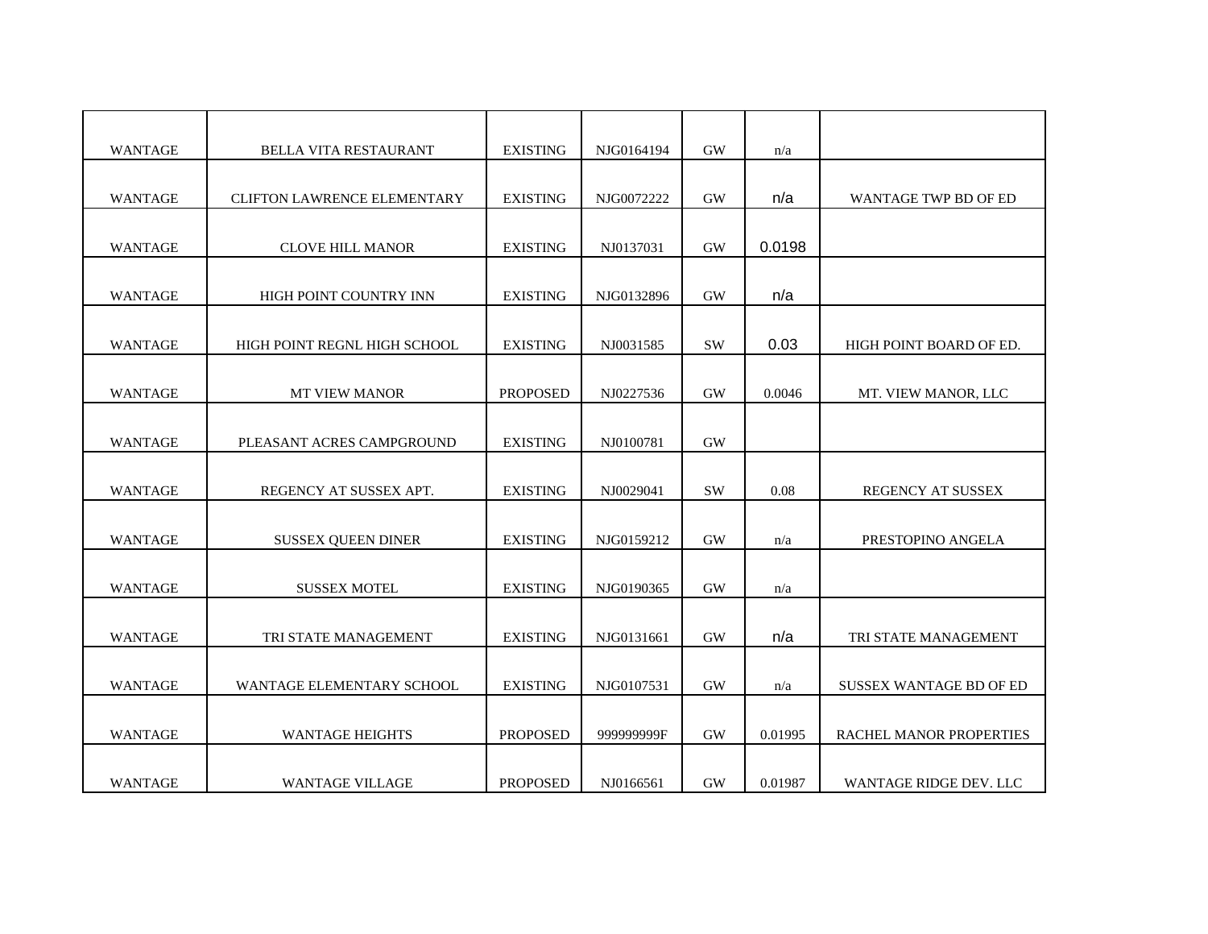| | | | | | | |
|---|---|---|---|---|---|---|
| WANTAGE | BELLA VITA RESTAURANT | EXISTING | NJG0164194 | GW | n/a | |
| WANTAGE | CLIFTON LAWRENCE ELEMENTARY | EXISTING | NJG0072222 | GW | n/a | WANTAGE TWP BD OF ED |
| WANTAGE | CLOVE HILL MANOR | EXISTING | NJ0137031 | GW | 0.0198 | |
| WANTAGE | HIGH POINT COUNTRY INN | EXISTING | NJG0132896 | GW | n/a | |
| WANTAGE | HIGH POINT REGNL HIGH SCHOOL | EXISTING | NJ0031585 | SW | 0.03 | HIGH POINT BOARD OF ED. |
| WANTAGE | MT VIEW MANOR | PROPOSED | NJ0227536 | GW | 0.0046 | MT. VIEW MANOR, LLC |
| WANTAGE | PLEASANT ACRES CAMPGROUND | EXISTING | NJ0100781 | GW | | |
| WANTAGE | REGENCY AT SUSSEX APT. | EXISTING | NJ0029041 | SW | 0.08 | REGENCY AT SUSSEX |
| WANTAGE | SUSSEX QUEEN DINER | EXISTING | NJG0159212 | GW | n/a | PRESTOPINO ANGELA |
| WANTAGE | SUSSEX MOTEL | EXISTING | NJG0190365 | GW | n/a | |
| WANTAGE | TRI STATE MANAGEMENT | EXISTING | NJG0131661 | GW | n/a | TRI STATE MANAGEMENT |
| WANTAGE | WANTAGE ELEMENTARY SCHOOL | EXISTING | NJG0107531 | GW | n/a | SUSSEX WANTAGE BD OF ED |
| WANTAGE | WANTAGE HEIGHTS | PROPOSED | 999999999F | GW | 0.01995 | RACHEL MANOR PROPERTIES |
| WANTAGE | WANTAGE VILLAGE | PROPOSED | NJ0166561 | GW | 0.01987 | WANTAGE RIDGE DEV. LLC |